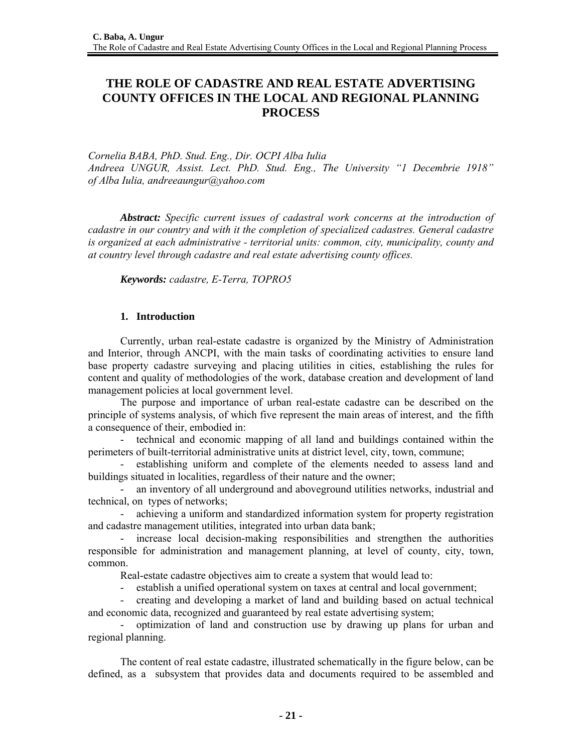# THE ROLE OF CADASTRE AND REAL ESTATE ADVERTISING COUNTY OFFICES IN THE LOCAL AND REGIONAL PLANNING PROCESS

*Cornelia BABA, PhD. Stud. Eng., Dir. OCPI Alba Iulia*
*Andreea UNGUR, Assist. Lect. PhD. Stud. Eng., The University "1 Decembrie 1918" of Alba Iulia, andreeaungur@yahoo.com*

***Abstract:*** *Specific current issues of cadastral work concerns at the introduction of cadastre in our country and with it the completion of specialized cadastres. General cadastre is organized at each administrative - territorial units: common, city, municipality, county and at country level through cadastre and real estate advertising county offices.*

***Keywords:*** *cadastre, E-Terra, TOPRO5*

## 1. Introduction

Currently, urban real-estate cadastre is organized by the Ministry of Administration and Interior, through ANCPI, with the main tasks of coordinating activities to ensure land base property cadastre surveying and placing utilities in cities, establishing the rules for content and quality of methodologies of the work, database creation and development of land management policies at local government level.

The purpose and importance of urban real-estate cadastre can be described on the principle of systems analysis, of which five represent the main areas of interest, and the fifth a consequence of their, embodied in:

- technical and economic mapping of all land and buildings contained within the perimeters of built-territorial administrative units at district level, city, town, commune;
- establishing uniform and complete of the elements needed to assess land and buildings situated in localities, regardless of their nature and the owner;
- an inventory of all underground and aboveground utilities networks, industrial and technical, on types of networks;
- achieving a uniform and standardized information system for property registration and cadastre management utilities, integrated into urban data bank;
- increase local decision-making responsibilities and strengthen the authorities responsible for administration and management planning, at level of county, city, town, common.

Real-estate cadastre objectives aim to create a system that would lead to:

- establish a unified operational system on taxes at central and local government;
- creating and developing a market of land and building based on actual technical and economic data, recognized and guaranteed by real estate advertising system;
- optimization of land and construction use by drawing up plans for urban and regional planning.

The content of real estate cadastre, illustrated schematically in the figure below, can be defined, as a subsystem that provides data and documents required to be assembled and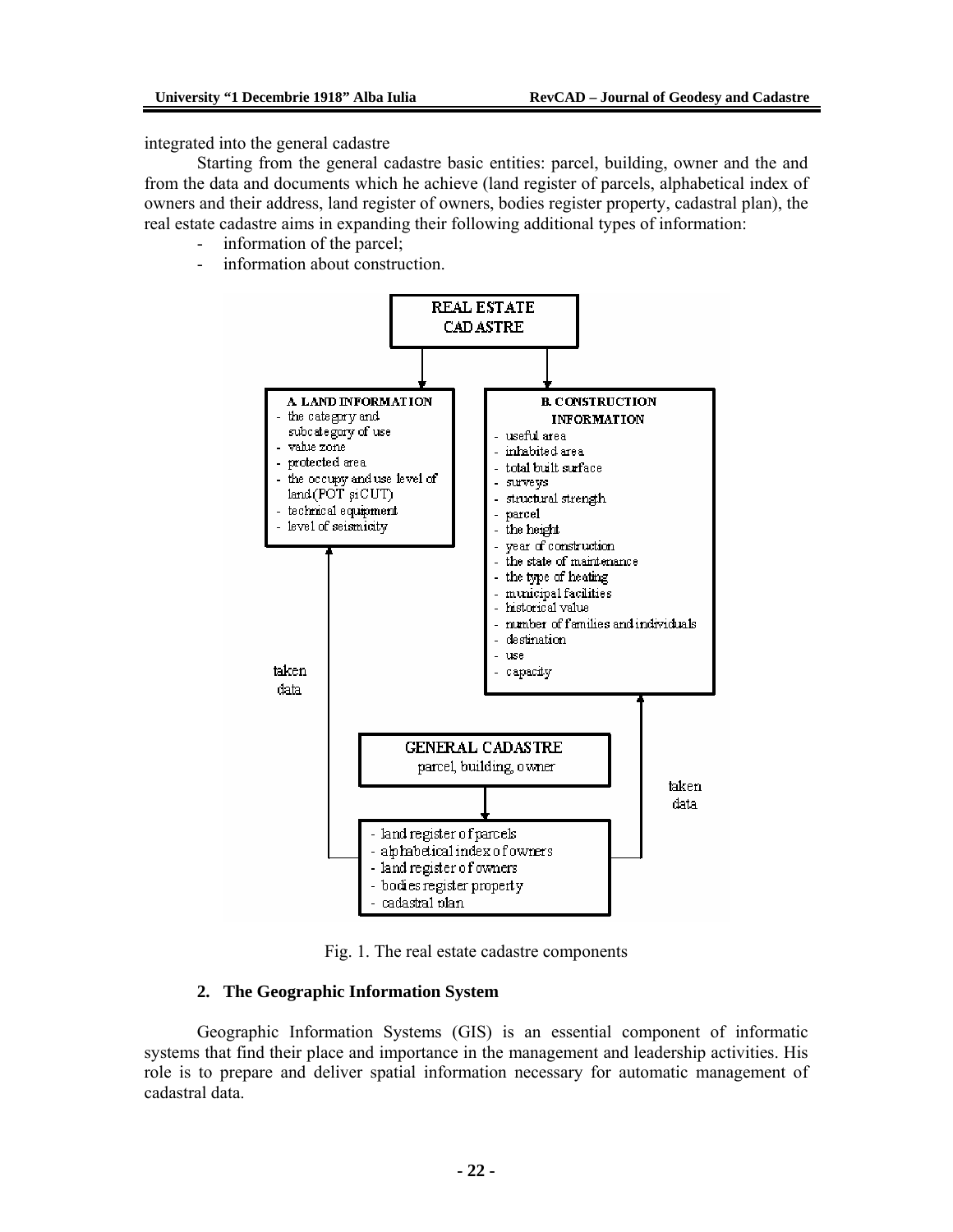integrated into the general cadastre

Starting from the general cadastre basic entities: parcel, building, owner and the and from the data and documents which he achieve (land register of parcels, alphabetical index of owners and their address, land register of owners, bodies register property, cadastral plan), the real estate cadastre aims in expanding their following additional types of information:

- information of the parcel;
- information about construction.

**REAL ESTATE CADASTRE**

**A. LAND INFORMATION**
- the category and subcategory of use
- value zone
- protected area
- the occupy and use level of land(POT şi CUT)
- technical equipment
- level of seismicity

**B. CONSTRUCTION INFORMATION**
- useful area
- inhabited area
- total built surface
- surveys
- structural strength
- parcel
- the height
- year of construction
- the state of maintenance
- the type of heating
- municipal facilities
- historical value
- number of families and individuals
- destination
- use
- capacity

taken data

**GENERAL CADASTRE**
parcel, building, owner

- land register of parcels
- alphabetical index of owners
- land register of owners
- bodies register property
- cadastral plan

taken data

Fig. 1. The real estate cadastre components

## 2. The Geographic Information System

Geographic Information Systems (GIS) is an essential component of informatic systems that find their place and importance in the management and leadership activities. His role is to prepare and deliver spatial information necessary for automatic management of cadastral data.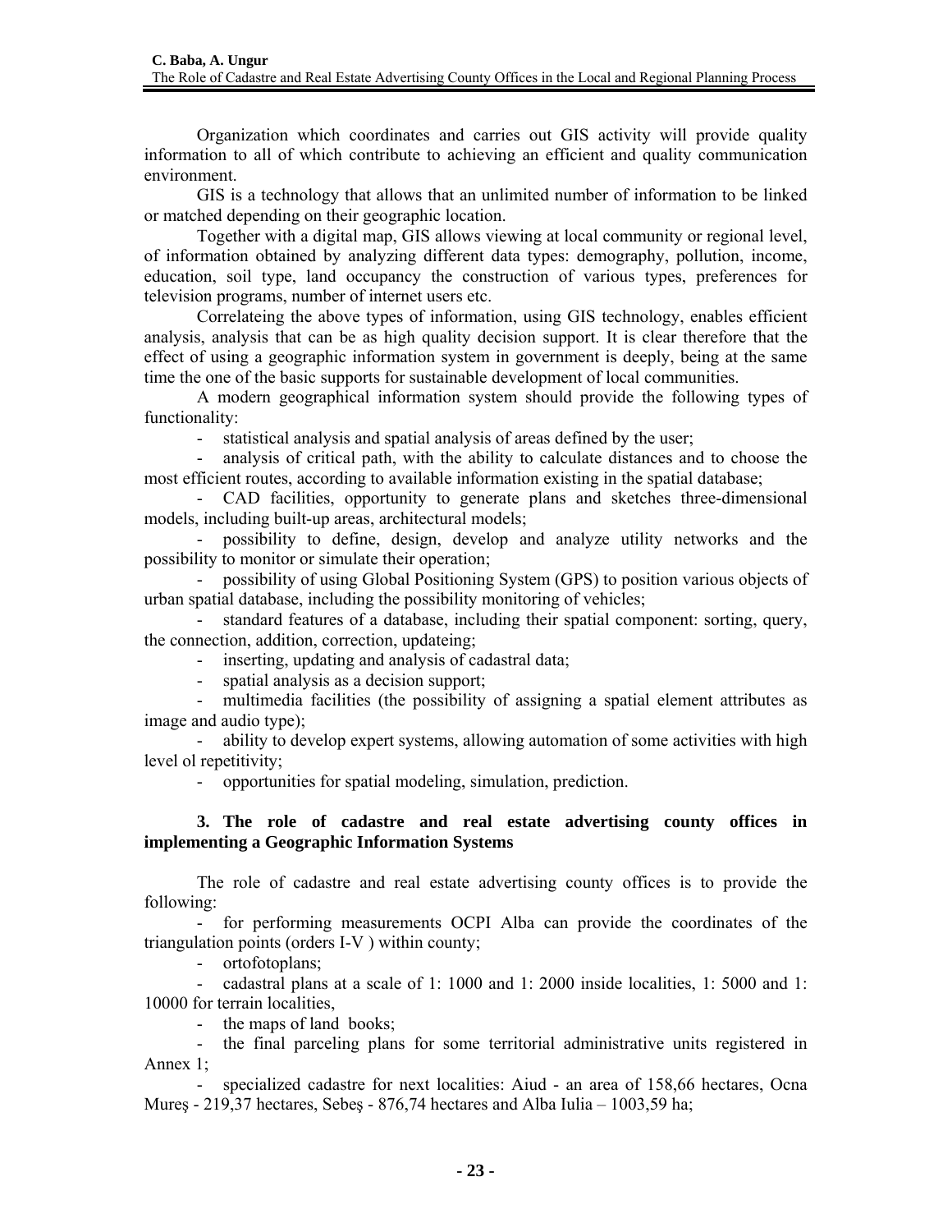Organization which coordinates and carries out GIS activity will provide quality information to all of which contribute to achieving an efficient and quality communication environment.

GIS is a technology that allows that an unlimited number of information to be linked or matched depending on their geographic location.

Together with a digital map, GIS allows viewing at local community or regional level, of information obtained by analyzing different data types: demography, pollution, income, education, soil type, land occupancy the construction of various types, preferences for television programs, number of internet users etc.

Correlateing the above types of information, using GIS technology, enables efficient analysis, analysis that can be as high quality decision support. It is clear therefore that the effect of using a geographic information system in government is deeply, being at the same time the one of the basic supports for sustainable development of local communities.

A modern geographical information system should provide the following types of functionality:

- statistical analysis and spatial analysis of areas defined by the user;
- analysis of critical path, with the ability to calculate distances and to choose the most efficient routes, according to available information existing in the spatial database;
- CAD facilities, opportunity to generate plans and sketches three-dimensional models, including built-up areas, architectural models;
- possibility to define, design, develop and analyze utility networks and the possibility to monitor or simulate their operation;
- possibility of using Global Positioning System (GPS) to position various objects of urban spatial database, including the possibility monitoring of vehicles;
- standard features of a database, including their spatial component: sorting, query, the connection, addition, correction, updateing;
- inserting, updating and analysis of cadastral data;
- spatial analysis as a decision support;
- multimedia facilities (the possibility of assigning a spatial element attributes as image and audio type);
- ability to develop expert systems, allowing automation of some activities with high level ol repetitivity;
- opportunities for spatial modeling, simulation, prediction.

## 3. The role of cadastre and real estate advertising county offices in implementing a Geographic Information Systems

The role of cadastre and real estate advertising county offices is to provide the following:

- for performing measurements OCPI Alba can provide the coordinates of the triangulation points (orders I-V ) within county;
- ortofotoplans;
- cadastral plans at a scale of 1: 1000 and 1: 2000 inside localities, 1: 5000 and 1: 10000 for terrain localities,
- the maps of land books;
- the final parceling plans for some territorial administrative units registered in Annex 1;
- specialized cadastre for next localities: Aiud - an area of 158,66 hectares, Ocna Mureş - 219,37 hectares, Sebeş - 876,74 hectares and Alba Iulia – 1003,59 ha;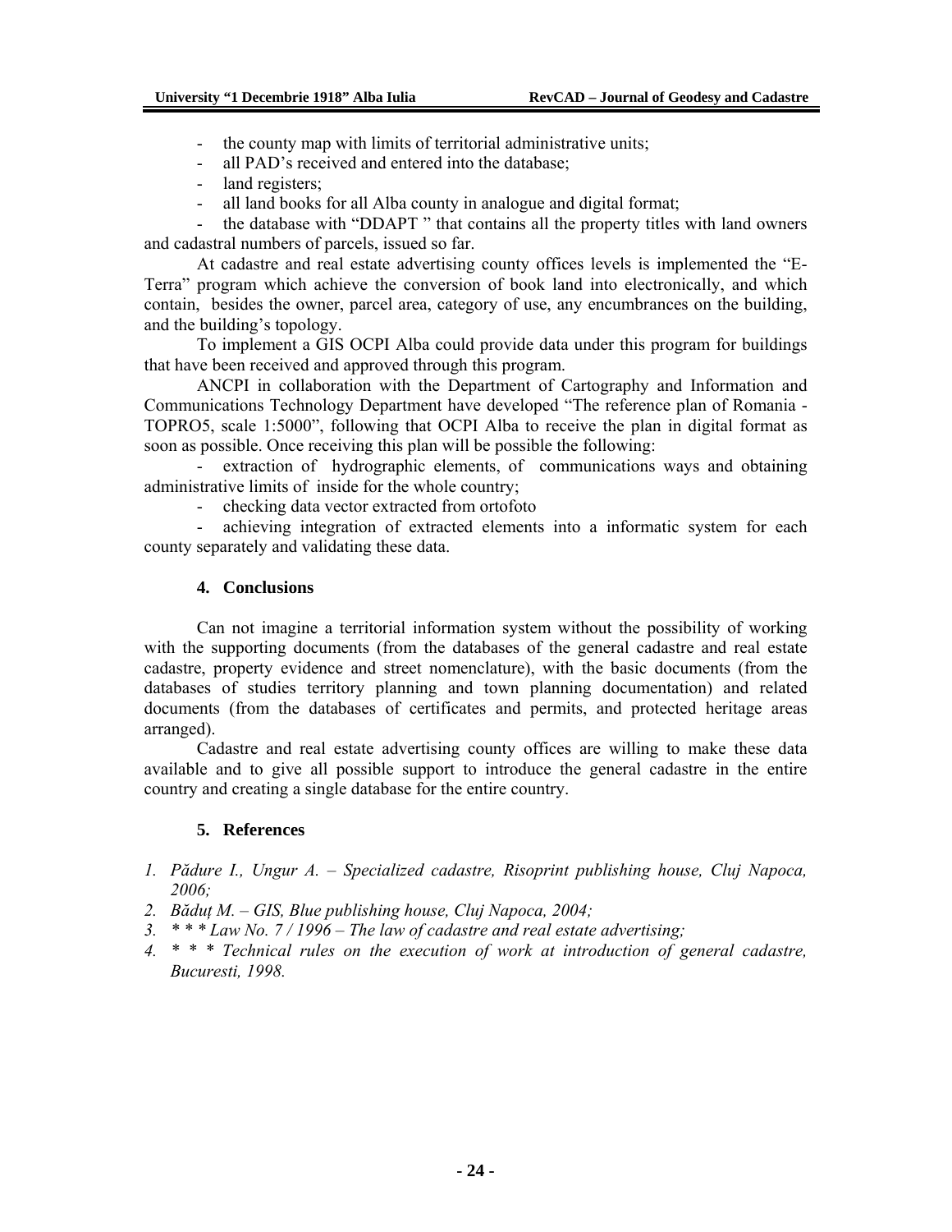- the county map with limits of territorial administrative units;
- all PAD's received and entered into the database;
- land registers;
- all land books for all Alba county in analogue and digital format;
- the database with "DDAPT " that contains all the property titles with land owners and cadastral numbers of parcels, issued so far.

At cadastre and real estate advertising county offices levels is implemented the "E-Terra" program which achieve the conversion of book land into electronically, and which contain, besides the owner, parcel area, category of use, any encumbrances on the building, and the building's topology.

To implement a GIS OCPI Alba could provide data under this program for buildings that have been received and approved through this program.

ANCPI in collaboration with the Department of Cartography and Information and Communications Technology Department have developed "The reference plan of Romania - TOPRO5, scale 1:5000", following that OCPI Alba to receive the plan in digital format as soon as possible. Once receiving this plan will be possible the following:

- extraction of hydrographic elements, of communications ways and obtaining administrative limits of inside for the whole country;
- checking data vector extracted from ortofoto
- achieving integration of extracted elements into a informatic system for each county separately and validating these data.

## 4. Conclusions

Can not imagine a territorial information system without the possibility of working with the supporting documents (from the databases of the general cadastre and real estate cadastre, property evidence and street nomenclature), with the basic documents (from the databases of studies territory planning and town planning documentation) and related documents (from the databases of certificates and permits, and protected heritage areas arranged).

Cadastre and real estate advertising county offices are willing to make these data available and to give all possible support to introduce the general cadastre in the entire country and creating a single database for the entire country.

## 5. References

1. *Pădure I., Ungur A. – Specialized cadastre, Risoprint publishing house, Cluj Napoca, 2006;*
2. *Băduț M. – GIS, Blue publishing house, Cluj Napoca, 2004;*
3. *\* \* \* Law No. 7 / 1996 – The law of cadastre and real estate advertising;*
4. *\* \* \* Technical rules on the execution of work at introduction of general cadastre, Bucuresti, 1998.*